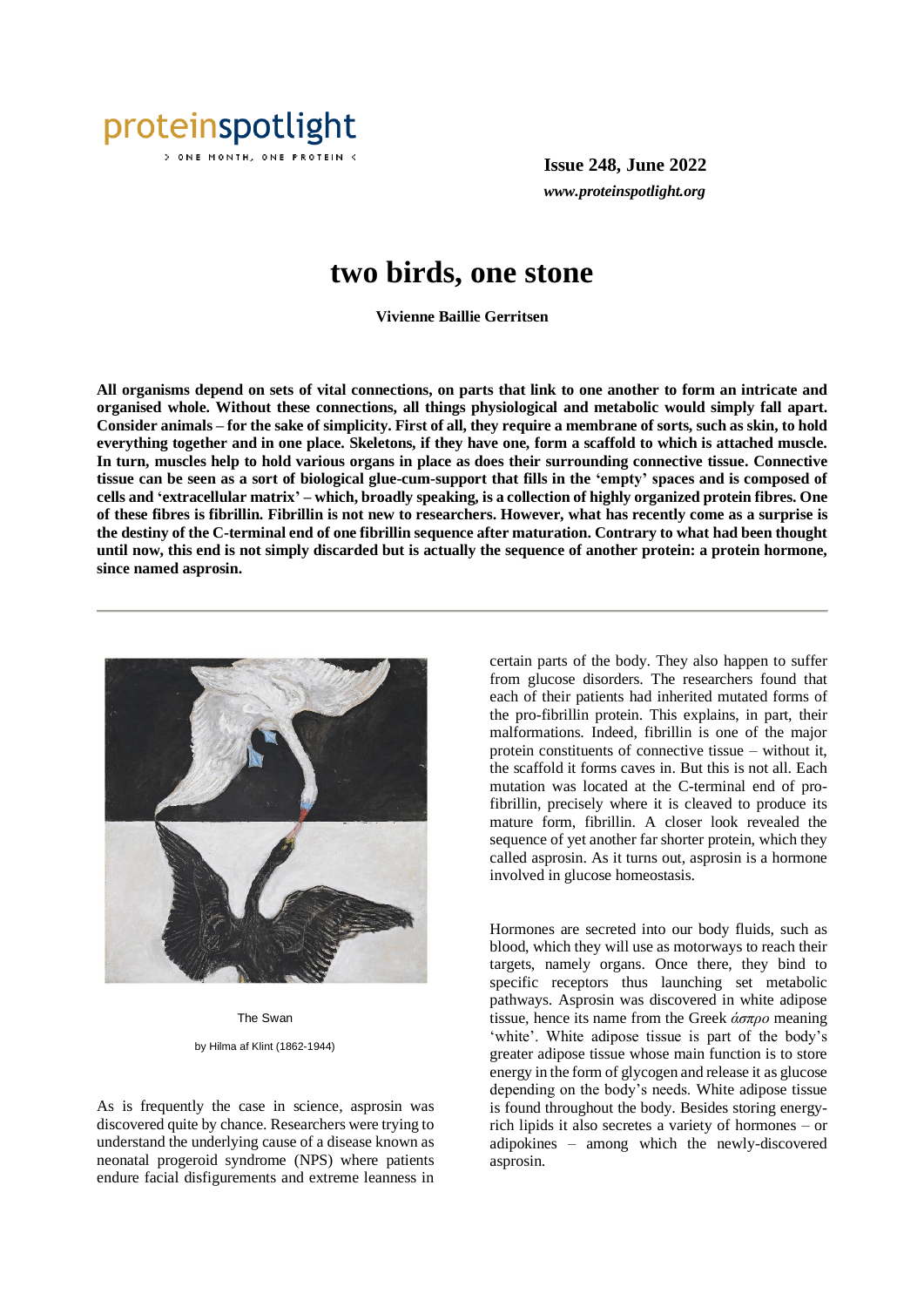# two birds, one stone

**Vivienne Baillie Gerritsen**

**All organisms depend on sets of vital connections, on parts that link to one another to form an intricate and organised whole. Without these connections, all things physiological and metabolic would simply fall apart. Consider animals – for the sake of simplicity. First of all, they require a membrane of sorts, such as skin, to hold everything together and in one place. Skeletons, if they have one, form a scaffold to which is attached muscle. In turn, muscles help to hold various organs in place as does their surrounding connective tissue. Connective tissue can be seen as a sort of biological glue-cum-support that fills in the 'empty' spaces and is composed of cells and 'extracellular matrix' – which, broadly speaking, is a collection of highly organized protein fibres. One of these fibres is fibrillin. Fibrillin is not new to researchers. However, what has recently come as a surprise is the destiny of the C-terminal end of one fibrillin sequence after maturation. Contrary to what had been thought until now, this end is not simply discarded but is actually the sequence of another protein: a protein hormone, since named asprosin.**

---

The Swan

by Hilma af Klint (1862-1944)

As is frequently the case in science, asprosin was discovered quite by chance. Researchers were trying to understand the underlying cause of a disease known as neonatal progeroid syndrome (NPS) where patients endure facial disfigurements and extreme leanness in certain parts of the body. They also happen to suffer from glucose disorders. The researchers found that each of their patients had inherited mutated forms of the pro-fibrillin protein. This explains, in part, their malformations. Indeed, fibrillin is one of the major protein constituents of connective tissue – without it, the scaffold it forms caves in. But this is not all. Each mutation was located at the C-terminal end of pro-fibrillin, precisely where it is cleaved to produce its mature form, fibrillin. A closer look revealed the sequence of yet another far shorter protein, which they called asprosin. As it turns out, asprosin is a hormone involved in glucose homeostasis.

Hormones are secreted into our body fluids, such as blood, which they will use as motorways to reach their targets, namely organs. Once there, they bind to specific receptors thus launching set metabolic pathways. Asprosin was discovered in white adipose tissue, hence its name from the Greek *άσπρο* meaning 'white'. White adipose tissue is part of the body's greater adipose tissue whose main function is to store energy in the form of glycogen and release it as glucose depending on the body's needs. White adipose tissue is found throughout the body. Besides storing energy-rich lipids it also secretes a variety of hormones – or adipokines – among which the newly-discovered asprosin.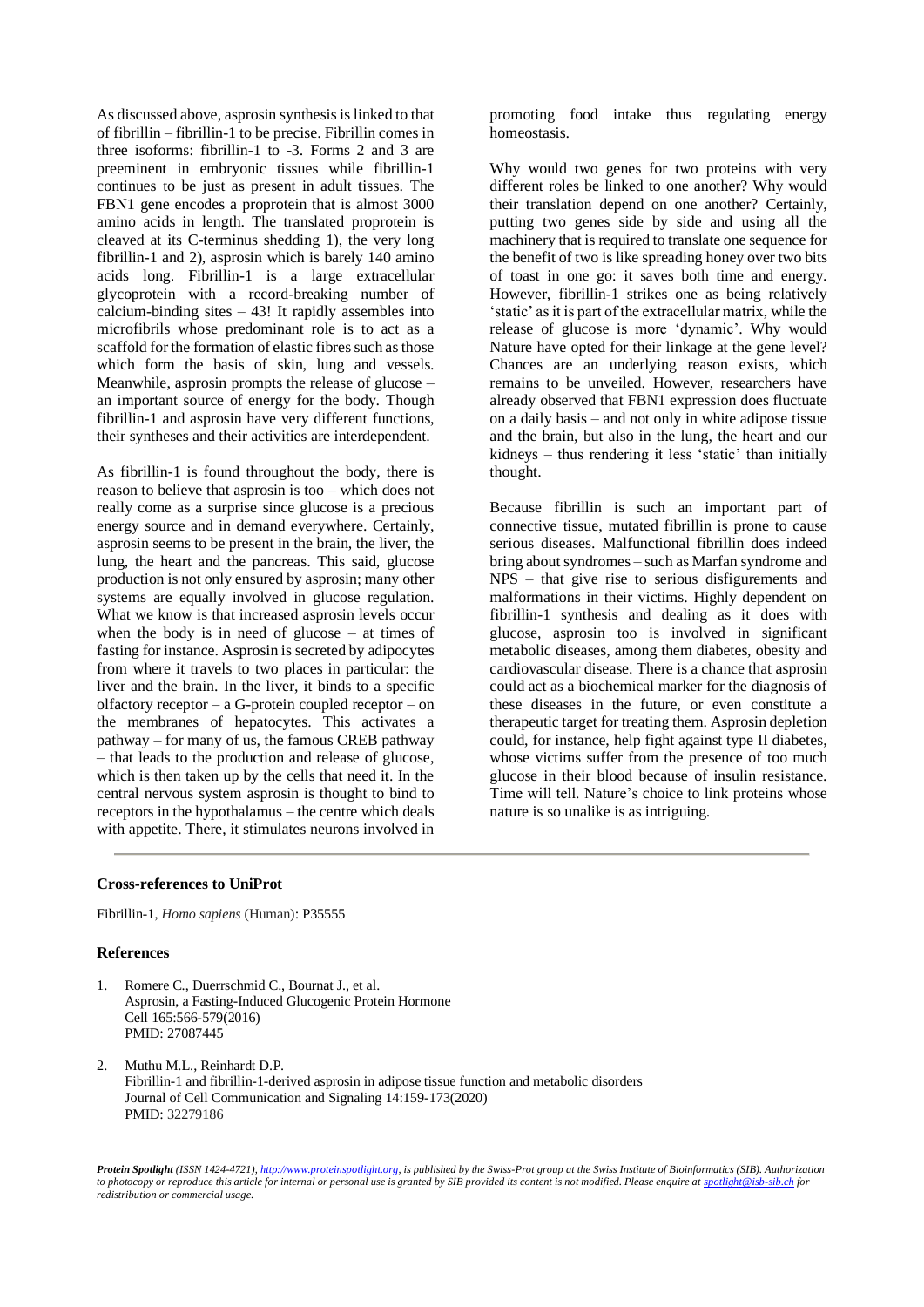As discussed above, asprosin synthesis is linked to that of fibrillin – fibrillin-1 to be precise. Fibrillin comes in three isoforms: fibrillin-1 to -3. Forms 2 and 3 are preeminent in embryonic tissues while fibrillin-1 continues to be just as present in adult tissues. The FBN1 gene encodes a proprotein that is almost 3000 amino acids in length. The translated proprotein is cleaved at its C-terminus shedding 1), the very long fibrillin-1 and 2), asprosin which is barely 140 amino acids long. Fibrillin-1 is a large extracellular glycoprotein with a record-breaking number of calcium-binding sites – 43! It rapidly assembles into microfibrils whose predominant role is to act as a scaffold for the formation of elastic fibres such as those which form the basis of skin, lung and vessels. Meanwhile, asprosin prompts the release of glucose – an important source of energy for the body. Though fibrillin-1 and asprosin have very different functions, their syntheses and their activities are interdependent.

As fibrillin-1 is found throughout the body, there is reason to believe that asprosin is too – which does not really come as a surprise since glucose is a precious energy source and in demand everywhere. Certainly, asprosin seems to be present in the brain, the liver, the lung, the heart and the pancreas. This said, glucose production is not only ensured by asprosin; many other systems are equally involved in glucose regulation. What we know is that increased asprosin levels occur when the body is in need of glucose – at times of fasting for instance. Asprosin is secreted by adipocytes from where it travels to two places in particular: the liver and the brain. In the liver, it binds to a specific olfactory receptor – a G-protein coupled receptor – on the membranes of hepatocytes. This activates a pathway – for many of us, the famous CREB pathway – that leads to the production and release of glucose, which is then taken up by the cells that need it. In the central nervous system asprosin is thought to bind to receptors in the hypothalamus – the centre which deals with appetite. There, it stimulates neurons involved in promoting food intake thus regulating energy homeostasis.

Why would two genes for two proteins with very different roles be linked to one another? Why would their translation depend on one another? Certainly, putting two genes side by side and using all the machinery that is required to translate one sequence for the benefit of two is like spreading honey over two bits of toast in one go: it saves both time and energy. However, fibrillin-1 strikes one as being relatively 'static' as it is part of the extracellular matrix, while the release of glucose is more 'dynamic'. Why would Nature have opted for their linkage at the gene level? Chances are an underlying reason exists, which remains to be unveiled. However, researchers have already observed that FBN1 expression does fluctuate on a daily basis – and not only in white adipose tissue and the brain, but also in the lung, the heart and our kidneys – thus rendering it less 'static' than initially thought.

Because fibrillin is such an important part of connective tissue, mutated fibrillin is prone to cause serious diseases. Malfunctional fibrillin does indeed bring about syndromes – such as Marfan syndrome and NPS – that give rise to serious disfigurements and malformations in their victims. Highly dependent on fibrillin-1 synthesis and dealing as it does with glucose, asprosin too is involved in significant metabolic diseases, among them diabetes, obesity and cardiovascular disease. There is a chance that asprosin could act as a biochemical marker for the diagnosis of these diseases in the future, or even constitute a therapeutic target for treating them. Asprosin depletion could, for instance, help fight against type II diabetes, whose victims suffer from the presence of too much glucose in their blood because of insulin resistance. Time will tell. Nature's choice to link proteins whose nature is so unalike is as intriguing.

---

**Cross-references to UniProt**

Fibrillin-1, *Homo sapiens* (Human): P35555

**References**

1. Romere C., Duerrschmid C., Bournat J., et al.
   Asprosin, a Fasting-Induced Glucogenic Protein Hormone
   Cell 165:566-579(2016)
   PMID: 27087445

2. Muthu M.L., Reinhardt D.P.
   Fibrillin-1 and fibrillin-1-derived asprosin in adipose tissue function and metabolic disorders
   Journal of Cell Communication and Signaling 14:159-173(2020)
   PMID: 32279186

***Protein Spotlight*** *(ISSN 1424-4721), http://www.proteinspotlight.org, is published by the Swiss-Prot group at the Swiss Institute of Bioinformatics (SIB). Authorization to photocopy or reproduce this article for internal or personal use is granted by SIB provided its content is not modified. Please enquire at spotlight@isb-sib.ch for redistribution or commercial usage.*